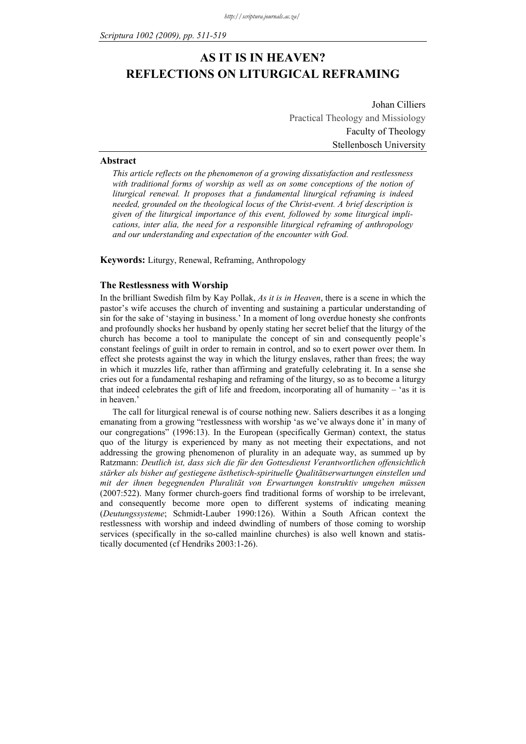# AS IT IS IN HEAVEN? REFLECTIONS ON LITURGICAL REFRAMING

Johan Cilliers
Practical Theology and Missiology
Faculty of Theology
Stellenbosch University

### Abstract

*This article reflects on the phenomenon of a growing dissatisfaction and restlessness with traditional forms of worship as well as on some conceptions of the notion of liturgical renewal. It proposes that a fundamental liturgical reframing is indeed needed, grounded on the theological locus of the Christ-event. A brief description is given of the liturgical importance of this event, followed by some liturgical implications, inter alia, the need for a responsible liturgical reframing of anthropology and our understanding and expectation of the encounter with God.*

**Keywords:** Liturgy, Renewal, Reframing, Anthropology

### The Restlessness with Worship

In the brilliant Swedish film by Kay Pollak, *As it is in Heaven*, there is a scene in which the pastor's wife accuses the church of inventing and sustaining a particular understanding of sin for the sake of 'staying in business.' In a moment of long overdue honesty she confronts and profoundly shocks her husband by openly stating her secret belief that the liturgy of the church has become a tool to manipulate the concept of sin and consequently people's constant feelings of guilt in order to remain in control, and so to exert power over them. In effect she protests against the way in which the liturgy enslaves, rather than frees; the way in which it muzzles life, rather than affirming and gratefully celebrating it. In a sense she cries out for a fundamental reshaping and reframing of the liturgy, so as to become a liturgy that indeed celebrates the gift of life and freedom, incorporating all of humanity – 'as it is in heaven.'

The call for liturgical renewal is of course nothing new. Saliers describes it as a longing emanating from a growing "restlessness with worship 'as we've always done it' in many of our congregations" (1996:13). In the European (specifically German) context, the status quo of the liturgy is experienced by many as not meeting their expectations, and not addressing the growing phenomenon of plurality in an adequate way, as summed up by Ratzmann: *Deutlich ist, dass sich die für den Gottesdienst Verantwortlichen offensichtlich stärker als bisher auf gestiegene ästhetisch-spirituelle Qualitätserwartungen einstellen und mit der ihnen begegnenden Pluralität von Erwartungen konstruktiv umgehen müssen* (2007:522). Many former church-goers find traditional forms of worship to be irrelevant, and consequently become more open to different systems of indicating meaning (*Deutungssysteme*; Schmidt-Lauber 1990:126). Within a South African context the restlessness with worship and indeed dwindling of numbers of those coming to worship services (specifically in the so-called mainline churches) is also well known and statistically documented (cf Hendriks 2003:1-26).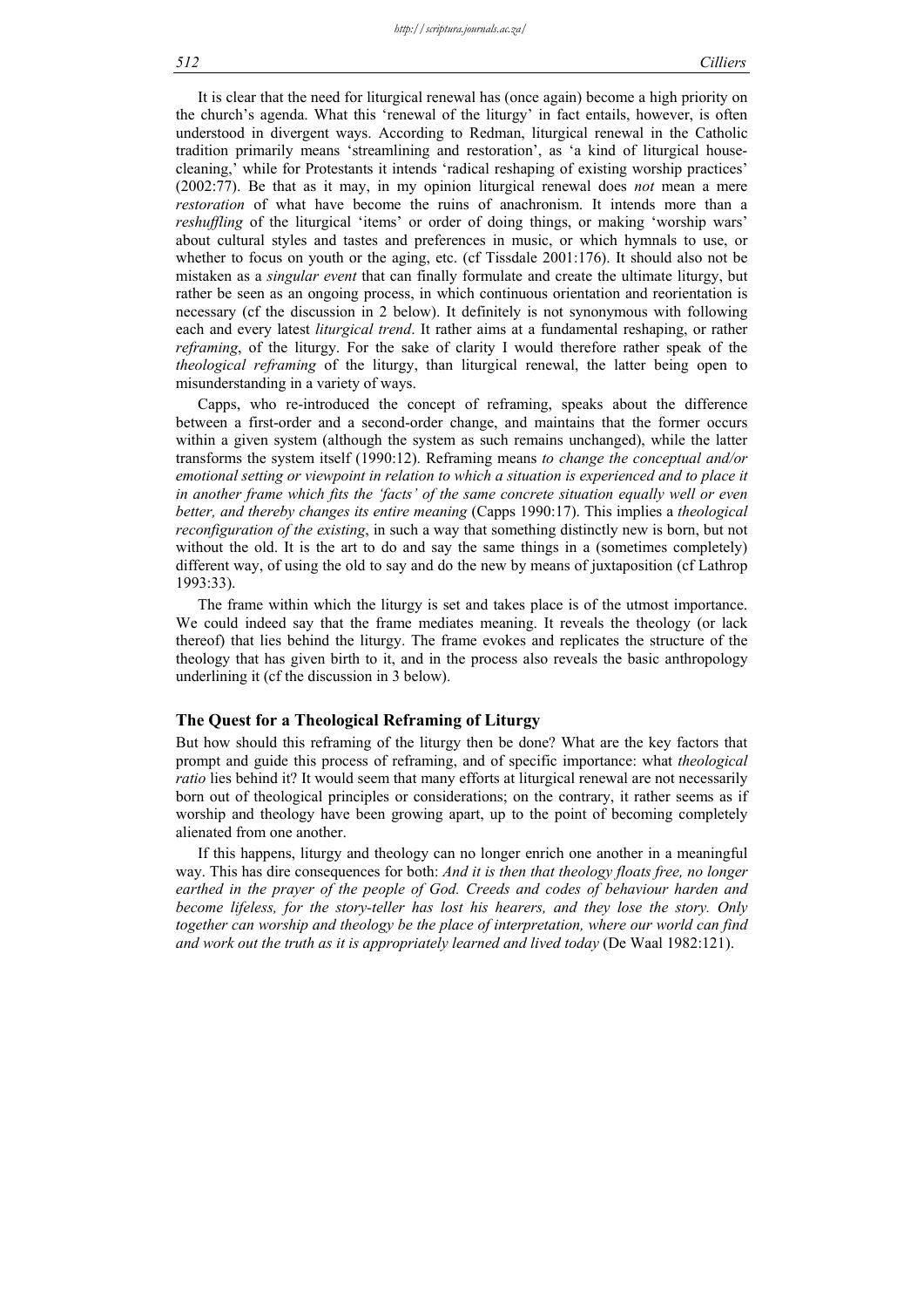It is clear that the need for liturgical renewal has (once again) become a high priority on the church's agenda. What this 'renewal of the liturgy' in fact entails, however, is often understood in divergent ways. According to Redman, liturgical renewal in the Catholic tradition primarily means 'streamlining and restoration', as 'a kind of liturgical house-cleaning,' while for Protestants it intends 'radical reshaping of existing worship practices' (2002:77). Be that as it may, in my opinion liturgical renewal does *not* mean a mere *restoration* of what have become the ruins of anachronism. It intends more than a *reshuffling* of the liturgical 'items' or order of doing things, or making 'worship wars' about cultural styles and tastes and preferences in music, or which hymnals to use, or whether to focus on youth or the aging, etc. (cf Tissdale 2001:176). It should also not be mistaken as a *singular event* that can finally formulate and create the ultimate liturgy, but rather be seen as an ongoing process, in which continuous orientation and reorientation is necessary (cf the discussion in 2 below). It definitely is not synonymous with following each and every latest *liturgical trend*. It rather aims at a fundamental reshaping, or rather *reframing*, of the liturgy. For the sake of clarity I would therefore rather speak of the *theological reframing* of the liturgy, than liturgical renewal, the latter being open to misunderstanding in a variety of ways.

Capps, who re-introduced the concept of reframing, speaks about the difference between a first-order and a second-order change, and maintains that the former occurs within a given system (although the system as such remains unchanged), while the latter transforms the system itself (1990:12). Reframing means *to change the conceptual and/or emotional setting or viewpoint in relation to which a situation is experienced and to place it in another frame which fits the 'facts' of the same concrete situation equally well or even better, and thereby changes its entire meaning* (Capps 1990:17). This implies a *theological reconfiguration of the existing*, in such a way that something distinctly new is born, but not without the old. It is the art to do and say the same things in a (sometimes completely) different way, of using the old to say and do the new by means of juxtaposition (cf Lathrop 1993:33).

The frame within which the liturgy is set and takes place is of the utmost importance. We could indeed say that the frame mediates meaning. It reveals the theology (or lack thereof) that lies behind the liturgy. The frame evokes and replicates the structure of the theology that has given birth to it, and in the process also reveals the basic anthropology underlining it (cf the discussion in 3 below).

## The Quest for a Theological Reframing of Liturgy

But how should this reframing of the liturgy then be done? What are the key factors that prompt and guide this process of reframing, and of specific importance: what *theological ratio* lies behind it? It would seem that many efforts at liturgical renewal are not necessarily born out of theological principles or considerations; on the contrary, it rather seems as if worship and theology have been growing apart, up to the point of becoming completely alienated from one another.

If this happens, liturgy and theology can no longer enrich one another in a meaningful way. This has dire consequences for both: *And it is then that theology floats free, no longer earthed in the prayer of the people of God. Creeds and codes of behaviour harden and become lifeless, for the story-teller has lost his hearers, and they lose the story. Only together can worship and theology be the place of interpretation, where our world can find and work out the truth as it is appropriately learned and lived today* (De Waal 1982:121).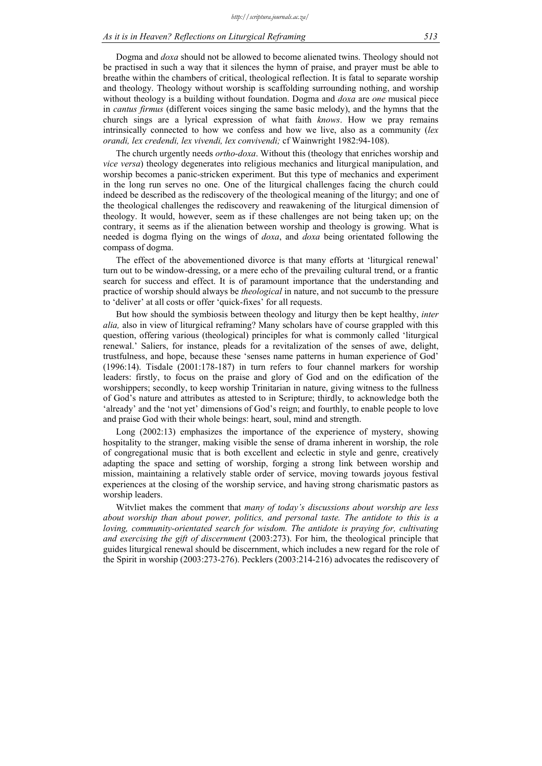Dogma and *doxa* should not be allowed to become alienated twins. Theology should not be practised in such a way that it silences the hymn of praise, and prayer must be able to breathe within the chambers of critical, theological reflection. It is fatal to separate worship and theology. Theology without worship is scaffolding surrounding nothing, and worship without theology is a building without foundation. Dogma and *doxa* are *one* musical piece in *cantus firmus* (different voices singing the same basic melody), and the hymns that the church sings are a lyrical expression of what faith *knows*. How we pray remains intrinsically connected to how we confess and how we live, also as a community (*lex orandi, lex credendi, lex vivendi, lex convivendi;* cf Wainwright 1982:94-108).

The church urgently needs *ortho-doxa*. Without this (theology that enriches worship and *vice versa*) theology degenerates into religious mechanics and liturgical manipulation, and worship becomes a panic-stricken experiment. But this type of mechanics and experiment in the long run serves no one. One of the liturgical challenges facing the church could indeed be described as the rediscovery of the theological meaning of the liturgy; and one of the theological challenges the rediscovery and reawakening of the liturgical dimension of theology. It would, however, seem as if these challenges are not being taken up; on the contrary, it seems as if the alienation between worship and theology is growing. What is needed is dogma flying on the wings of *doxa*, and *doxa* being orientated following the compass of dogma.

The effect of the abovementioned divorce is that many efforts at 'liturgical renewal' turn out to be window-dressing, or a mere echo of the prevailing cultural trend, or a frantic search for success and effect. It is of paramount importance that the understanding and practice of worship should always be *theological* in nature, and not succumb to the pressure to 'deliver' at all costs or offer 'quick-fixes' for all requests.

But how should the symbiosis between theology and liturgy then be kept healthy, *inter alia,* also in view of liturgical reframing? Many scholars have of course grappled with this question, offering various (theological) principles for what is commonly called 'liturgical renewal.' Saliers, for instance, pleads for a revitalization of the senses of awe, delight, trustfulness, and hope, because these 'senses name patterns in human experience of God' (1996:14). Tisdale (2001:178-187) in turn refers to four channel markers for worship leaders: firstly, to focus on the praise and glory of God and on the edification of the worshippers; secondly, to keep worship Trinitarian in nature, giving witness to the fullness of God's nature and attributes as attested to in Scripture; thirdly, to acknowledge both the 'already' and the 'not yet' dimensions of God's reign; and fourthly, to enable people to love and praise God with their whole beings: heart, soul, mind and strength.

Long (2002:13) emphasizes the importance of the experience of mystery, showing hospitality to the stranger, making visible the sense of drama inherent in worship, the role of congregational music that is both excellent and eclectic in style and genre, creatively adapting the space and setting of worship, forging a strong link between worship and mission, maintaining a relatively stable order of service, moving towards joyous festival experiences at the closing of the worship service, and having strong charismatic pastors as worship leaders.

Witvliet makes the comment that *many of today's discussions about worship are less about worship than about power, politics, and personal taste. The antidote to this is a loving, community-orientated search for wisdom. The antidote is praying for, cultivating and exercising the gift of discernment* (2003:273). For him, the theological principle that guides liturgical renewal should be discernment, which includes a new regard for the role of the Spirit in worship (2003:273-276). Pecklers (2003:214-216) advocates the rediscovery of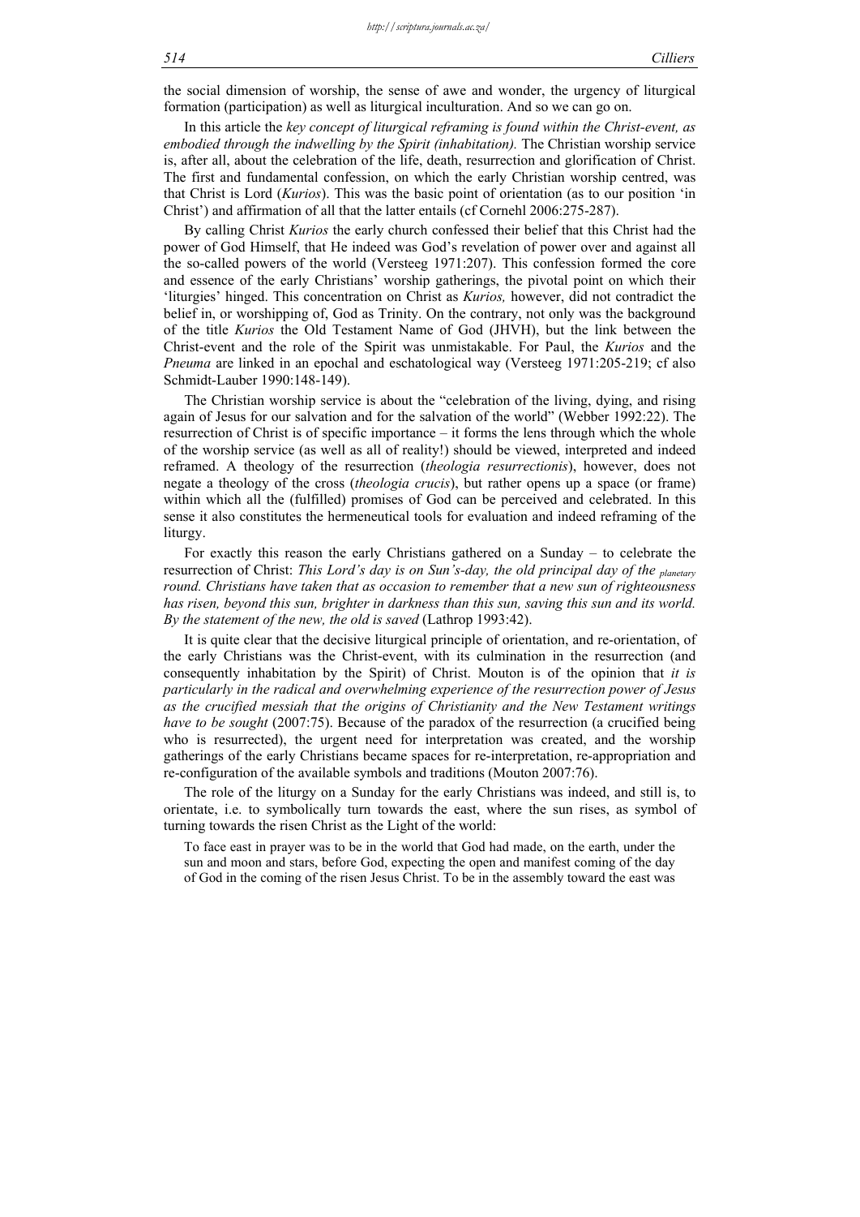the social dimension of worship, the sense of awe and wonder, the urgency of liturgical formation (participation) as well as liturgical inculturation. And so we can go on.

In this article the *key concept of liturgical reframing is found within the Christ-event, as embodied through the indwelling by the Spirit (inhabitation).* The Christian worship service is, after all, about the celebration of the life, death, resurrection and glorification of Christ. The first and fundamental confession, on which the early Christian worship centred, was that Christ is Lord (*Kurios*). This was the basic point of orientation (as to our position 'in Christ') and affirmation of all that the latter entails (cf Cornehl 2006:275-287).

By calling Christ *Kurios* the early church confessed their belief that this Christ had the power of God Himself, that He indeed was God's revelation of power over and against all the so-called powers of the world (Versteeg 1971:207). This confession formed the core and essence of the early Christians' worship gatherings, the pivotal point on which their 'liturgies' hinged. This concentration on Christ as *Kurios,* however, did not contradict the belief in, or worshipping of, God as Trinity. On the contrary, not only was the background of the title *Kurios* the Old Testament Name of God (JHVH), but the link between the Christ-event and the role of the Spirit was unmistakable. For Paul, the *Kurios* and the *Pneuma* are linked in an epochal and eschatological way (Versteeg 1971:205-219; cf also Schmidt-Lauber 1990:148-149).

The Christian worship service is about the "celebration of the living, dying, and rising again of Jesus for our salvation and for the salvation of the world" (Webber 1992:22). The resurrection of Christ is of specific importance – it forms the lens through which the whole of the worship service (as well as all of reality!) should be viewed, interpreted and indeed reframed. A theology of the resurrection (*theologia resurrectionis*), however, does not negate a theology of the cross (*theologia crucis*), but rather opens up a space (or frame) within which all the (fulfilled) promises of God can be perceived and celebrated. In this sense it also constitutes the hermeneutical tools for evaluation and indeed reframing of the liturgy.

For exactly this reason the early Christians gathered on a Sunday – to celebrate the resurrection of Christ: *This Lord's day is on Sun's-day, the old principal day of the planetary round. Christians have taken that as occasion to remember that a new sun of righteousness has risen, beyond this sun, brighter in darkness than this sun, saving this sun and its world. By the statement of the new, the old is saved* (Lathrop 1993:42).

It is quite clear that the decisive liturgical principle of orientation, and re-orientation, of the early Christians was the Christ-event, with its culmination in the resurrection (and consequently inhabitation by the Spirit) of Christ. Mouton is of the opinion that *it is particularly in the radical and overwhelming experience of the resurrection power of Jesus as the crucified messiah that the origins of Christianity and the New Testament writings have to be sought* (2007:75). Because of the paradox of the resurrection (a crucified being who is resurrected), the urgent need for interpretation was created, and the worship gatherings of the early Christians became spaces for re-interpretation, re-appropriation and re-configuration of the available symbols and traditions (Mouton 2007:76).

The role of the liturgy on a Sunday for the early Christians was indeed, and still is, to orientate, i.e. to symbolically turn towards the east, where the sun rises, as symbol of turning towards the risen Christ as the Light of the world:

> To face east in prayer was to be in the world that God had made, on the earth, under the sun and moon and stars, before God, expecting the open and manifest coming of the day of God in the coming of the risen Jesus Christ. To be in the assembly toward the east was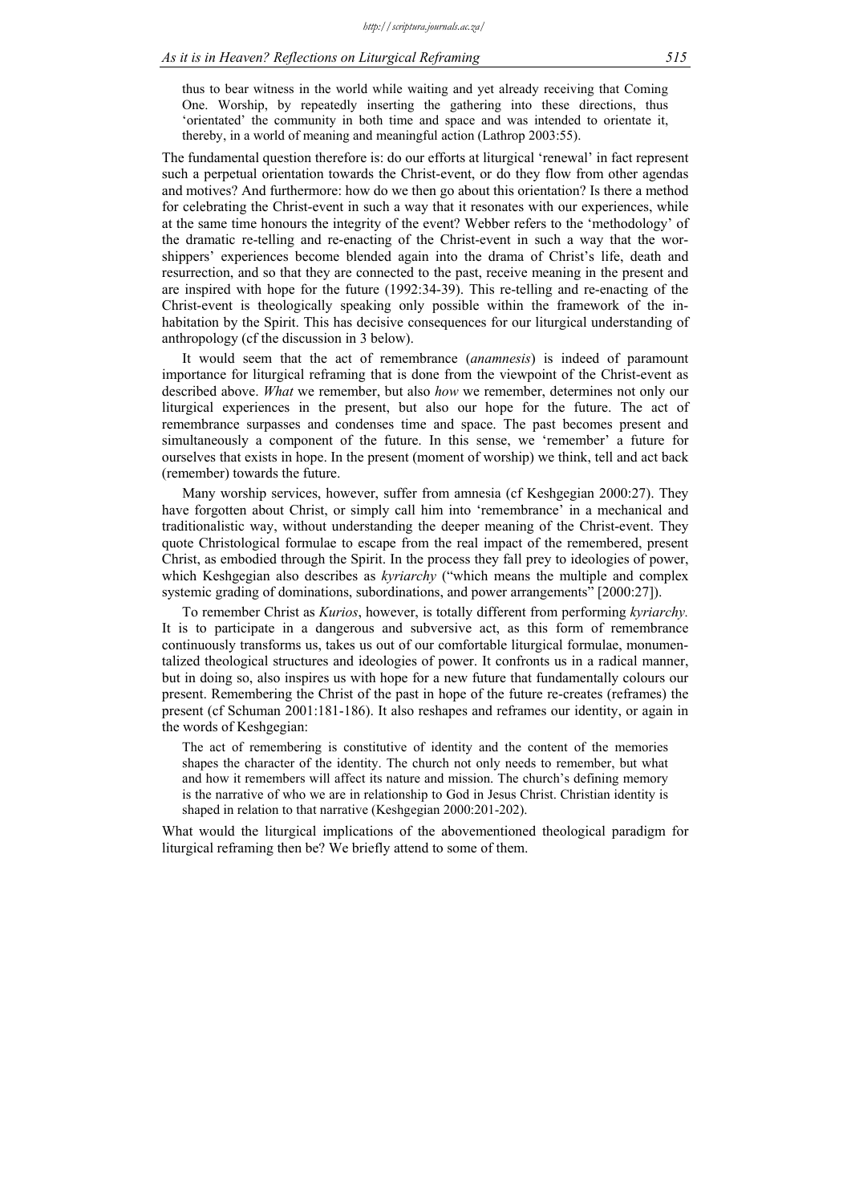> thus to bear witness in the world while waiting and yet already receiving that Coming One. Worship, by repeatedly inserting the gathering into these directions, thus 'orientated' the community in both time and space and was intended to orientate it, thereby, in a world of meaning and meaningful action (Lathrop 2003:55).

The fundamental question therefore is: do our efforts at liturgical 'renewal' in fact represent such a perpetual orientation towards the Christ-event, or do they flow from other agendas and motives? And furthermore: how do we then go about this orientation? Is there a method for celebrating the Christ-event in such a way that it resonates with our experiences, while at the same time honours the integrity of the event? Webber refers to the 'methodology' of the dramatic re-telling and re-enacting of the Christ-event in such a way that the worshippers' experiences become blended again into the drama of Christ's life, death and resurrection, and so that they are connected to the past, receive meaning in the present and are inspired with hope for the future (1992:34-39). This re-telling and re-enacting of the Christ-event is theologically speaking only possible within the framework of the inhabitation by the Spirit. This has decisive consequences for our liturgical understanding of anthropology (cf the discussion in 3 below).

It would seem that the act of remembrance (*anamnesis*) is indeed of paramount importance for liturgical reframing that is done from the viewpoint of the Christ-event as described above. *What* we remember, but also *how* we remember, determines not only our liturgical experiences in the present, but also our hope for the future. The act of remembrance surpasses and condenses time and space. The past becomes present and simultaneously a component of the future. In this sense, we 'remember' a future for ourselves that exists in hope. In the present (moment of worship) we think, tell and act back (remember) towards the future.

Many worship services, however, suffer from amnesia (cf Keshgegian 2000:27). They have forgotten about Christ, or simply call him into 'remembrance' in a mechanical and traditionalistic way, without understanding the deeper meaning of the Christ-event. They quote Christological formulae to escape from the real impact of the remembered, present Christ, as embodied through the Spirit. In the process they fall prey to ideologies of power, which Keshgegian also describes as *kyriarchy* ("which means the multiple and complex systemic grading of dominations, subordinations, and power arrangements" [2000:27]).

To remember Christ as *Kurios*, however, is totally different from performing *kyriarchy.* It is to participate in a dangerous and subversive act, as this form of remembrance continuously transforms us, takes us out of our comfortable liturgical formulae, monumentalized theological structures and ideologies of power. It confronts us in a radical manner, but in doing so, also inspires us with hope for a new future that fundamentally colours our present. Remembering the Christ of the past in hope of the future re-creates (reframes) the present (cf Schuman 2001:181-186). It also reshapes and reframes our identity, or again in the words of Keshgegian:

> The act of remembering is constitutive of identity and the content of the memories shapes the character of the identity. The church not only needs to remember, but what and how it remembers will affect its nature and mission. The church's defining memory is the narrative of who we are in relationship to God in Jesus Christ. Christian identity is shaped in relation to that narrative (Keshgegian 2000:201-202).

What would the liturgical implications of the abovementioned theological paradigm for liturgical reframing then be? We briefly attend to some of them.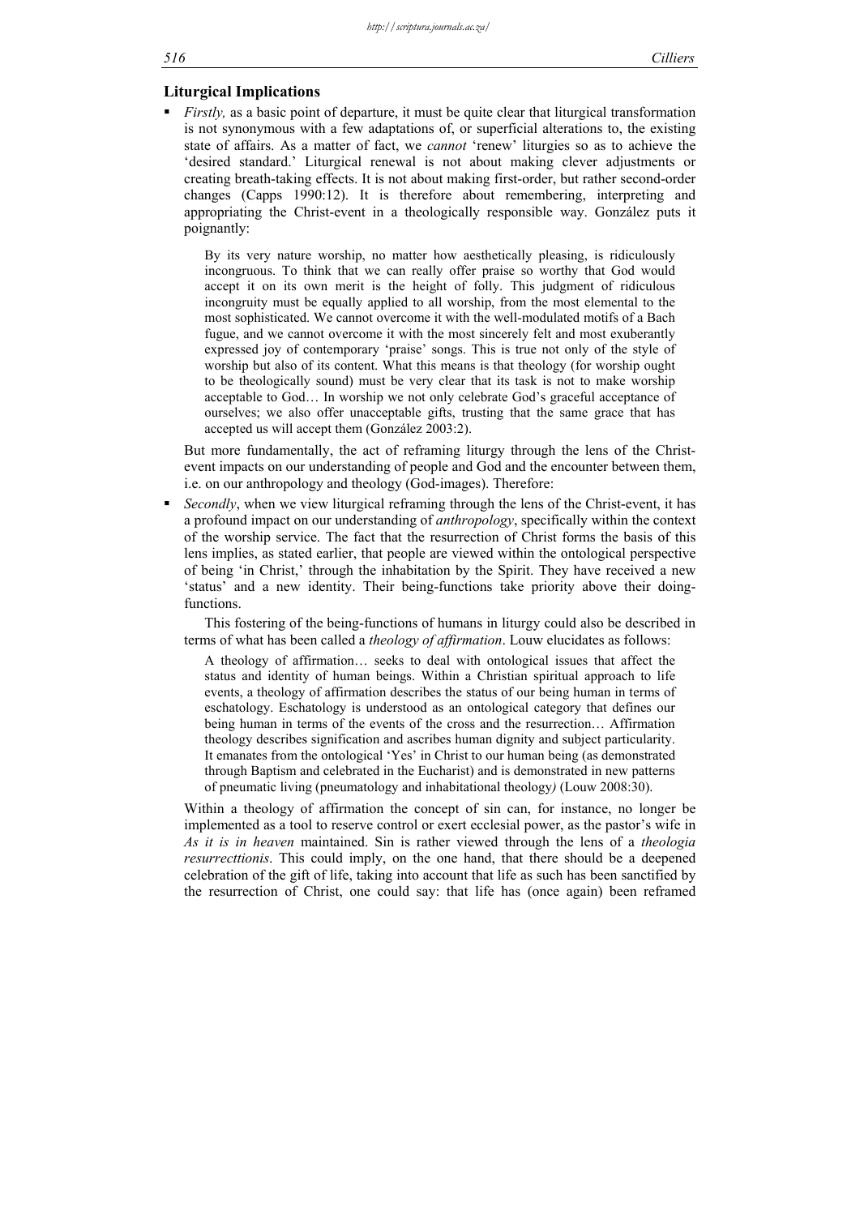## Liturgical Implications

- *Firstly,* as a basic point of departure, it must be quite clear that liturgical transformation is not synonymous with a few adaptations of, or superficial alterations to, the existing state of affairs. As a matter of fact, we *cannot* 'renew' liturgies so as to achieve the 'desired standard.' Liturgical renewal is not about making clever adjustments or creating breath-taking effects. It is not about making first-order, but rather second-order changes (Capps 1990:12). It is therefore about remembering, interpreting and appropriating the Christ-event in a theologically responsible way. González puts it poignantly:

  > By its very nature worship, no matter how aesthetically pleasing, is ridiculously incongruous. To think that we can really offer praise so worthy that God would accept it on its own merit is the height of folly. This judgment of ridiculous incongruity must be equally applied to all worship, from the most elemental to the most sophisticated. We cannot overcome it with the well-modulated motifs of a Bach fugue, and we cannot overcome it with the most sincerely felt and most exuberantly expressed joy of contemporary 'praise' songs. This is true not only of the style of worship but also of its content. What this means is that theology (for worship ought to be theologically sound) must be very clear that its task is not to make worship acceptable to God… In worship we not only celebrate God's graceful acceptance of ourselves; we also offer unacceptable gifts, trusting that the same grace that has accepted us will accept them (González 2003:2).

  But more fundamentally, the act of reframing liturgy through the lens of the Christ-event impacts on our understanding of people and God and the encounter between them, i.e. on our anthropology and theology (God-images). Therefore:

- *Secondly*, when we view liturgical reframing through the lens of the Christ-event, it has a profound impact on our understanding of *anthropology*, specifically within the context of the worship service. The fact that the resurrection of Christ forms the basis of this lens implies, as stated earlier, that people are viewed within the ontological perspective of being 'in Christ,' through the inhabitation by the Spirit. They have received a new 'status' and a new identity. Their being-functions take priority above their doing-functions.

  This fostering of the being-functions of humans in liturgy could also be described in terms of what has been called a *theology of affirmation*. Louw elucidates as follows:

  > A theology of affirmation… seeks to deal with ontological issues that affect the status and identity of human beings. Within a Christian spiritual approach to life events, a theology of affirmation describes the status of our being human in terms of eschatology. Eschatology is understood as an ontological category that defines our being human in terms of the events of the cross and the resurrection… Affirmation theology describes signification and ascribes human dignity and subject particularity. It emanates from the ontological 'Yes' in Christ to our human being (as demonstrated through Baptism and celebrated in the Eucharist) and is demonstrated in new patterns of pneumatic living (pneumatology and inhabitational theology*)* (Louw 2008:30).

  Within a theology of affirmation the concept of sin can, for instance, no longer be implemented as a tool to reserve control or exert ecclesial power, as the pastor's wife in *As it is in heaven* maintained. Sin is rather viewed through the lens of a *theologia resurrecttionis*. This could imply, on the one hand, that there should be a deepened celebration of the gift of life, taking into account that life as such has been sanctified by the resurrection of Christ, one could say: that life has (once again) been reframed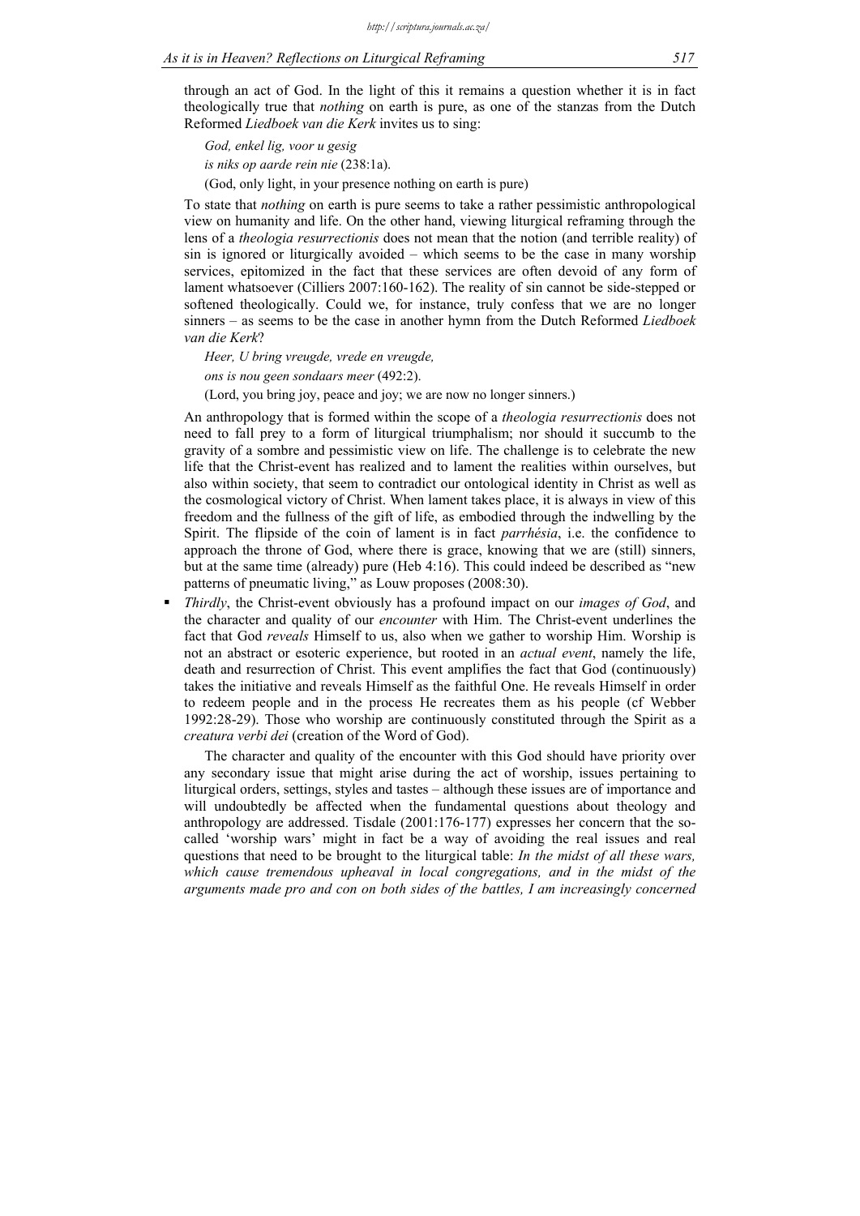through an act of God. In the light of this it remains a question whether it is in fact theologically true that *nothing* on earth is pure, as one of the stanzas from the Dutch Reformed *Liedboek van die Kerk* invites us to sing:

> *God, enkel lig, voor u gesig*
>
> *is niks op aarde rein nie* (238:1a).
>
> (God, only light, in your presence nothing on earth is pure)

To state that *nothing* on earth is pure seems to take a rather pessimistic anthropological view on humanity and life. On the other hand, viewing liturgical reframing through the lens of a *theologia resurrectionis* does not mean that the notion (and terrible reality) of sin is ignored or liturgically avoided – which seems to be the case in many worship services, epitomized in the fact that these services are often devoid of any form of lament whatsoever (Cilliers 2007:160-162). The reality of sin cannot be side-stepped or softened theologically. Could we, for instance, truly confess that we are no longer sinners – as seems to be the case in another hymn from the Dutch Reformed *Liedboek van die Kerk*?

> *Heer, U bring vreugde, vrede en vreugde,*
>
> *ons is nou geen sondaars meer* (492:2).
>
> (Lord, you bring joy, peace and joy; we are now no longer sinners.)

An anthropology that is formed within the scope of a *theologia resurrectionis* does not need to fall prey to a form of liturgical triumphalism; nor should it succumb to the gravity of a sombre and pessimistic view on life. The challenge is to celebrate the new life that the Christ-event has realized and to lament the realities within ourselves, but also within society, that seem to contradict our ontological identity in Christ as well as the cosmological victory of Christ. When lament takes place, it is always in view of this freedom and the fullness of the gift of life, as embodied through the indwelling by the Spirit. The flipside of the coin of lament is in fact *parrhésia*, i.e. the confidence to approach the throne of God, where there is grace, knowing that we are (still) sinners, but at the same time (already) pure (Heb 4:16). This could indeed be described as "new patterns of pneumatic living," as Louw proposes (2008:30).

- *Thirdly*, the Christ-event obviously has a profound impact on our *images of God*, and the character and quality of our *encounter* with Him. The Christ-event underlines the fact that God *reveals* Himself to us, also when we gather to worship Him. Worship is not an abstract or esoteric experience, but rooted in an *actual event*, namely the life, death and resurrection of Christ. This event amplifies the fact that God (continuously) takes the initiative and reveals Himself as the faithful One. He reveals Himself in order to redeem people and in the process He recreates them as his people (cf Webber 1992:28-29). Those who worship are continuously constituted through the Spirit as a *creatura verbi dei* (creation of the Word of God).

  The character and quality of the encounter with this God should have priority over any secondary issue that might arise during the act of worship, issues pertaining to liturgical orders, settings, styles and tastes – although these issues are of importance and will undoubtedly be affected when the fundamental questions about theology and anthropology are addressed. Tisdale (2001:176-177) expresses her concern that the so-called 'worship wars' might in fact be a way of avoiding the real issues and real questions that need to be brought to the liturgical table: *In the midst of all these wars, which cause tremendous upheaval in local congregations, and in the midst of the arguments made pro and con on both sides of the battles, I am increasingly concerned*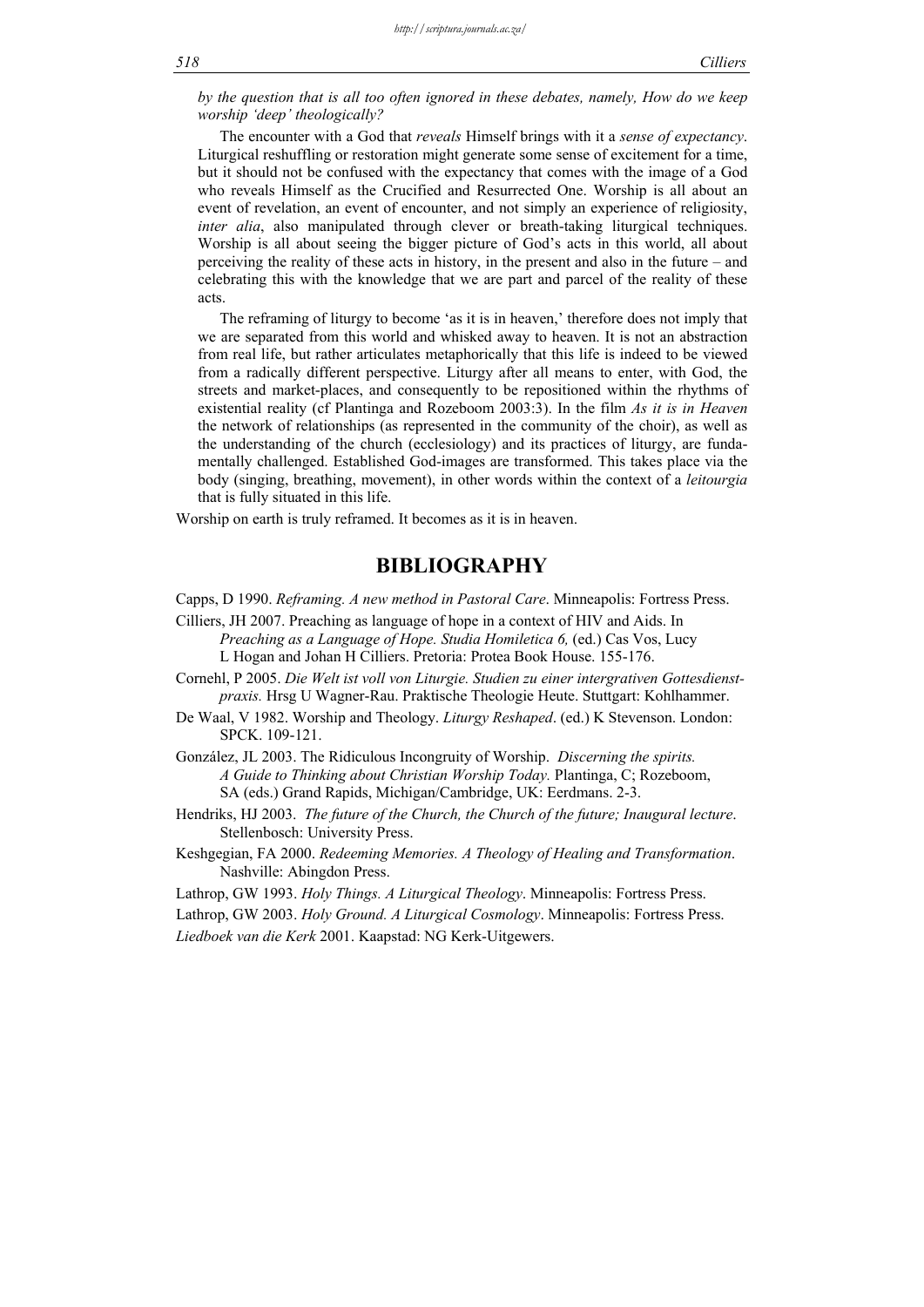*by the question that is all too often ignored in these debates, namely, How do we keep worship 'deep' theologically?*

The encounter with a God that *reveals* Himself brings with it a *sense of expectancy*. Liturgical reshuffling or restoration might generate some sense of excitement for a time, but it should not be confused with the expectancy that comes with the image of a God who reveals Himself as the Crucified and Resurrected One. Worship is all about an event of revelation, an event of encounter, and not simply an experience of religiosity, *inter alia*, also manipulated through clever or breath-taking liturgical techniques. Worship is all about seeing the bigger picture of God's acts in this world, all about perceiving the reality of these acts in history, in the present and also in the future – and celebrating this with the knowledge that we are part and parcel of the reality of these acts.

The reframing of liturgy to become 'as it is in heaven,' therefore does not imply that we are separated from this world and whisked away to heaven. It is not an abstraction from real life, but rather articulates metaphorically that this life is indeed to be viewed from a radically different perspective. Liturgy after all means to enter, with God, the streets and market-places, and consequently to be repositioned within the rhythms of existential reality (cf Plantinga and Rozeboom 2003:3). In the film *As it is in Heaven* the network of relationships (as represented in the community of the choir), as well as the understanding of the church (ecclesiology) and its practices of liturgy, are fundamentally challenged. Established God-images are transformed. This takes place via the body (singing, breathing, movement), in other words within the context of a *leitourgia* that is fully situated in this life.

Worship on earth is truly reframed. It becomes as it is in heaven.

## BIBLIOGRAPHY

Capps, D 1990. *Reframing. A new method in Pastoral Care*. Minneapolis: Fortress Press.

Cilliers, JH 2007. Preaching as language of hope in a context of HIV and Aids. In *Preaching as a Language of Hope. Studia Homiletica 6,* (ed.) Cas Vos, Lucy L Hogan and Johan H Cilliers. Pretoria: Protea Book House. 155-176.

Cornehl, P 2005. *Die Welt ist voll von Liturgie. Studien zu einer intergrativen Gottesdienst-praxis.* Hrsg U Wagner-Rau. Praktische Theologie Heute. Stuttgart: Kohlhammer.

De Waal, V 1982. Worship and Theology. *Liturgy Reshaped*. (ed.) K Stevenson. London: SPCK. 109-121.

González, JL 2003. The Ridiculous Incongruity of Worship. *Discerning the spirits. A Guide to Thinking about Christian Worship Today.* Plantinga, C; Rozeboom, SA (eds.) Grand Rapids, Michigan/Cambridge, UK: Eerdmans. 2-3.

Hendriks, HJ 2003. *The future of the Church, the Church of the future; Inaugural lecture*. Stellenbosch: University Press.

Keshgegian, FA 2000. *Redeeming Memories. A Theology of Healing and Transformation*. Nashville: Abingdon Press.

Lathrop, GW 1993. *Holy Things. A Liturgical Theology*. Minneapolis: Fortress Press.

Lathrop, GW 2003. *Holy Ground. A Liturgical Cosmology*. Minneapolis: Fortress Press.

*Liedboek van die Kerk* 2001. Kaapstad: NG Kerk-Uitgewers.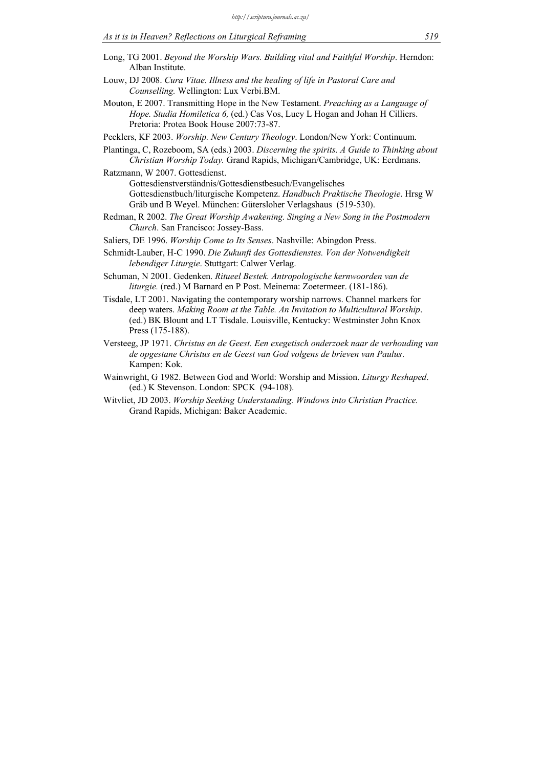Long, TG 2001. *Beyond the Worship Wars. Building vital and Faithful Worship*. Herndon: Alban Institute.

Louw, DJ 2008. *Cura Vitae. Illness and the healing of life in Pastoral Care and Counselling.* Wellington: Lux Verbi.BM.

Mouton, E 2007. Transmitting Hope in the New Testament. *Preaching as a Language of Hope. Studia Homiletica 6,* (ed.) Cas Vos, Lucy L Hogan and Johan H Cilliers. Pretoria: Protea Book House 2007:73-87.

Pecklers, KF 2003. *Worship. New Century Theology*. London/New York: Continuum.

Plantinga, C, Rozeboom, SA (eds.) 2003. *Discerning the spirits. A Guide to Thinking about Christian Worship Today.* Grand Rapids, Michigan/Cambridge, UK: Eerdmans.

Ratzmann, W 2007. Gottesdienst. Gottesdienstverständnis/Gottesdienstbesuch/Evangelisches Gottesdienstbuch/liturgische Kompetenz. *Handbuch Praktische Theologie*. Hrsg W Gräb und B Weyel. München: Gütersloher Verlagshaus (519-530).

Redman, R 2002. *The Great Worship Awakening. Singing a New Song in the Postmodern Church*. San Francisco: Jossey-Bass.

Saliers, DE 1996. *Worship Come to Its Senses*. Nashville: Abingdon Press.

Schmidt-Lauber, H-C 1990. *Die Zukunft des Gottesdienstes. Von der Notwendigkeit lebendiger Liturgie*. Stuttgart: Calwer Verlag.

Schuman, N 2001. Gedenken. *Ritueel Bestek. Antropologische kernwoorden van de liturgie.* (red.) M Barnard en P Post. Meinema: Zoetermeer. (181-186).

Tisdale, LT 2001. Navigating the contemporary worship narrows. Channel markers for deep waters. *Making Room at the Table. An Invitation to Multicultural Worship*. (ed.) BK Blount and LT Tisdale. Louisville, Kentucky: Westminster John Knox Press (175-188).

Versteeg, JP 1971. *Christus en de Geest. Een exegetisch onderzoek naar de verhouding van de opgestane Christus en de Geest van God volgens de brieven van Paulus*. Kampen: Kok.

Wainwright, G 1982. Between God and World: Worship and Mission. *Liturgy Reshaped*. (ed.) K Stevenson. London: SPCK (94-108).

Witvliet, JD 2003. *Worship Seeking Understanding. Windows into Christian Practice.* Grand Rapids, Michigan: Baker Academic.